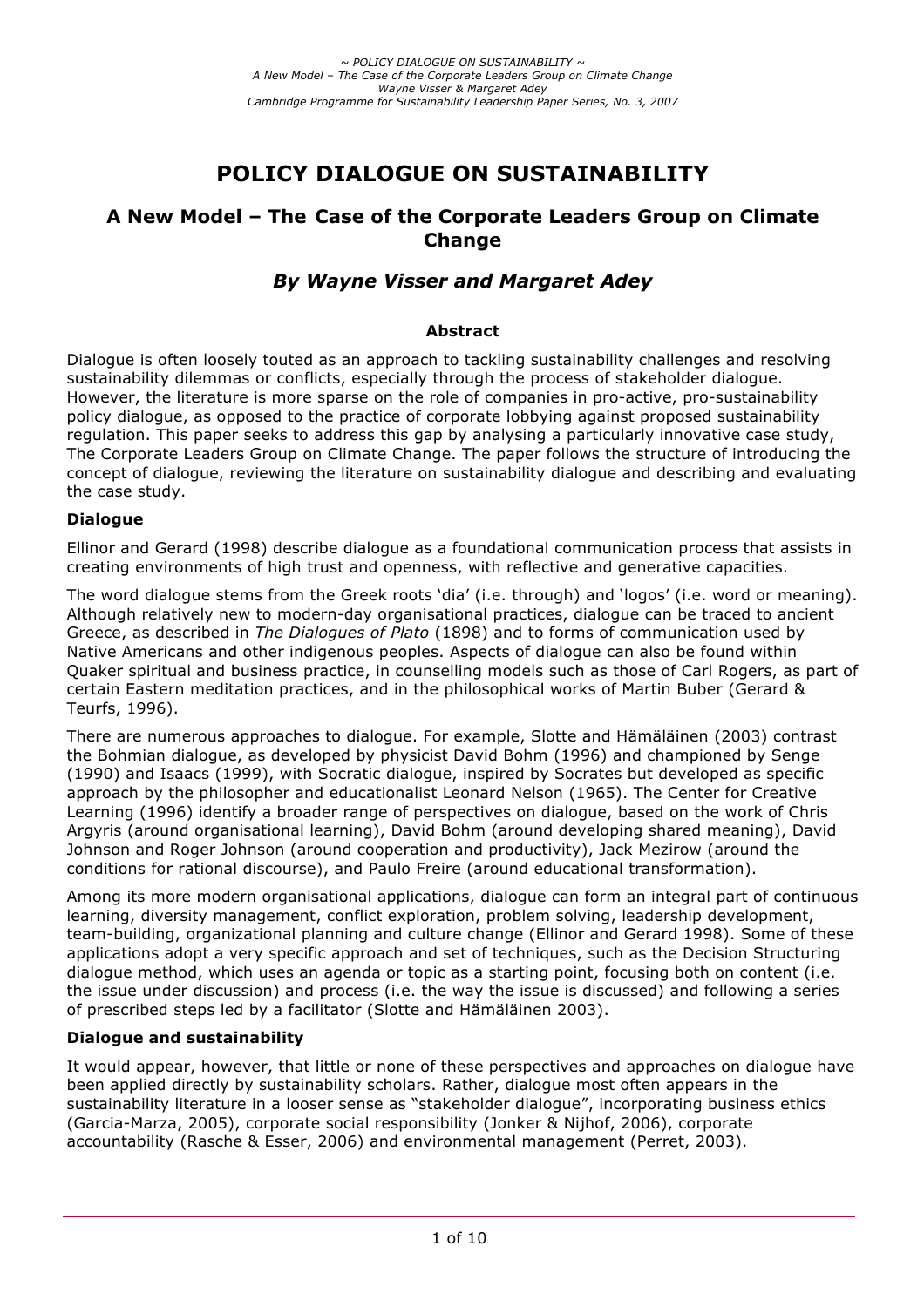# POLICY DIALOGUE ON SUSTAINABILITY

## A New Model – The Case of the Corporate Leaders Group on Climate Change

### *By Wayne Visser and Margaret Adey*

**Abstract**

Dialogue is often loosely touted as an approach to tackling sustainability challenges and resolving sustainability dilemmas or conflicts, especially through the process of stakeholder dialogue. However, the literature is more sparse on the role of companies in pro-active, pro-sustainability policy dialogue, as opposed to the practice of corporate lobbying against proposed sustainability regulation. This paper seeks to address this gap by analysing a particularly innovative case study, The Corporate Leaders Group on Climate Change. The paper follows the structure of introducing the concept of dialogue, reviewing the literature on sustainability dialogue and describing and evaluating the case study.

**Dialogue**

Ellinor and Gerard (1998) describe dialogue as a foundational communication process that assists in creating environments of high trust and openness, with reflective and generative capacities.

The word dialogue stems from the Greek roots 'dia' (i.e. through) and 'logos' (i.e. word or meaning). Although relatively new to modern-day organisational practices, dialogue can be traced to ancient Greece, as described in *The Dialogues of Plato* (1898) and to forms of communication used by Native Americans and other indigenous peoples. Aspects of dialogue can also be found within Quaker spiritual and business practice, in counselling models such as those of Carl Rogers, as part of certain Eastern meditation practices, and in the philosophical works of Martin Buber (Gerard & Teurfs, 1996).

There are numerous approaches to dialogue. For example, Slotte and Hämäläinen (2003) contrast the Bohmian dialogue, as developed by physicist David Bohm (1996) and championed by Senge (1990) and Isaacs (1999), with Socratic dialogue, inspired by Socrates but developed as specific approach by the philosopher and educationalist Leonard Nelson (1965). The Center for Creative Learning (1996) identify a broader range of perspectives on dialogue, based on the work of Chris Argyris (around organisational learning), David Bohm (around developing shared meaning), David Johnson and Roger Johnson (around cooperation and productivity), Jack Mezirow (around the conditions for rational discourse), and Paulo Freire (around educational transformation).

Among its more modern organisational applications, dialogue can form an integral part of continuous learning, diversity management, conflict exploration, problem solving, leadership development, team-building, organizational planning and culture change (Ellinor and Gerard 1998). Some of these applications adopt a very specific approach and set of techniques, such as the Decision Structuring dialogue method, which uses an agenda or topic as a starting point, focusing both on content (i.e. the issue under discussion) and process (i.e. the way the issue is discussed) and following a series of prescribed steps led by a facilitator (Slotte and Hämäläinen 2003).

**Dialogue and sustainability**

It would appear, however, that little or none of these perspectives and approaches on dialogue have been applied directly by sustainability scholars. Rather, dialogue most often appears in the sustainability literature in a looser sense as "stakeholder dialogue", incorporating business ethics (Garcia-Marza, 2005), corporate social responsibility (Jonker & Nijhof, 2006), corporate accountability (Rasche & Esser, 2006) and environmental management (Perret, 2003).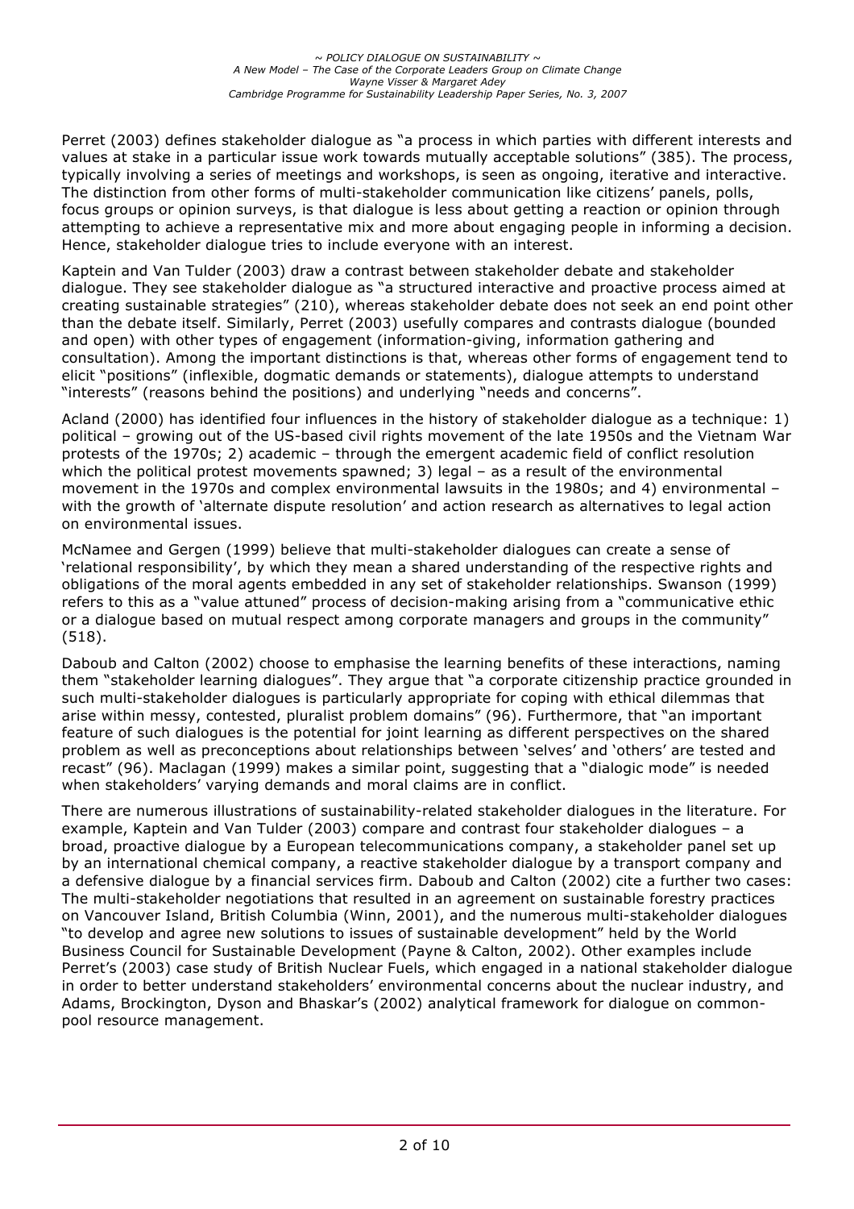Perret (2003) defines stakeholder dialogue as "a process in which parties with different interests and values at stake in a particular issue work towards mutually acceptable solutions" (385). The process, typically involving a series of meetings and workshops, is seen as ongoing, iterative and interactive. The distinction from other forms of multi-stakeholder communication like citizens' panels, polls, focus groups or opinion surveys, is that dialogue is less about getting a reaction or opinion through attempting to achieve a representative mix and more about engaging people in informing a decision. Hence, stakeholder dialogue tries to include everyone with an interest.

Kaptein and Van Tulder (2003) draw a contrast between stakeholder debate and stakeholder dialogue. They see stakeholder dialogue as "a structured interactive and proactive process aimed at creating sustainable strategies" (210), whereas stakeholder debate does not seek an end point other than the debate itself. Similarly, Perret (2003) usefully compares and contrasts dialogue (bounded and open) with other types of engagement (information-giving, information gathering and consultation). Among the important distinctions is that, whereas other forms of engagement tend to elicit "positions" (inflexible, dogmatic demands or statements), dialogue attempts to understand "interests" (reasons behind the positions) and underlying "needs and concerns".

Acland (2000) has identified four influences in the history of stakeholder dialogue as a technique: 1) political – growing out of the US-based civil rights movement of the late 1950s and the Vietnam War protests of the 1970s; 2) academic – through the emergent academic field of conflict resolution which the political protest movements spawned; 3) legal – as a result of the environmental movement in the 1970s and complex environmental lawsuits in the 1980s; and 4) environmental – with the growth of 'alternate dispute resolution' and action research as alternatives to legal action on environmental issues.

McNamee and Gergen (1999) believe that multi-stakeholder dialogues can create a sense of 'relational responsibility', by which they mean a shared understanding of the respective rights and obligations of the moral agents embedded in any set of stakeholder relationships. Swanson (1999) refers to this as a "value attuned" process of decision-making arising from a "communicative ethic or a dialogue based on mutual respect among corporate managers and groups in the community" (518).

Daboub and Calton (2002) choose to emphasise the learning benefits of these interactions, naming them "stakeholder learning dialogues". They argue that "a corporate citizenship practice grounded in such multi-stakeholder dialogues is particularly appropriate for coping with ethical dilemmas that arise within messy, contested, pluralist problem domains" (96). Furthermore, that "an important feature of such dialogues is the potential for joint learning as different perspectives on the shared problem as well as preconceptions about relationships between 'selves' and 'others' are tested and recast" (96). Maclagan (1999) makes a similar point, suggesting that a "dialogic mode" is needed when stakeholders' varying demands and moral claims are in conflict.

There are numerous illustrations of sustainability-related stakeholder dialogues in the literature. For example, Kaptein and Van Tulder (2003) compare and contrast four stakeholder dialogues – a broad, proactive dialogue by a European telecommunications company, a stakeholder panel set up by an international chemical company, a reactive stakeholder dialogue by a transport company and a defensive dialogue by a financial services firm. Daboub and Calton (2002) cite a further two cases: The multi-stakeholder negotiations that resulted in an agreement on sustainable forestry practices on Vancouver Island, British Columbia (Winn, 2001), and the numerous multi-stakeholder dialogues "to develop and agree new solutions to issues of sustainable development" held by the World Business Council for Sustainable Development (Payne & Calton, 2002). Other examples include Perret's (2003) case study of British Nuclear Fuels, which engaged in a national stakeholder dialogue in order to better understand stakeholders' environmental concerns about the nuclear industry, and Adams, Brockington, Dyson and Bhaskar's (2002) analytical framework for dialogue on common-pool resource management.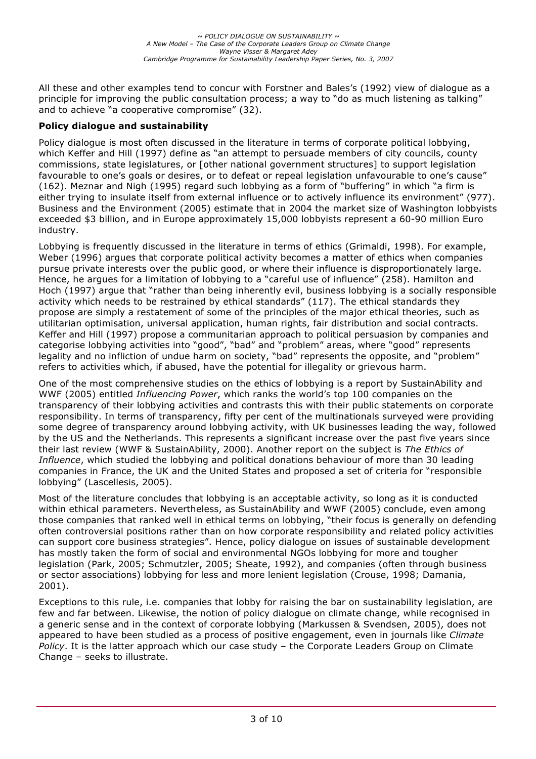All these and other examples tend to concur with Forstner and Bales's (1992) view of dialogue as a principle for improving the public consultation process; a way to "do as much listening as talking" and to achieve "a cooperative compromise" (32).

**Policy dialogue and sustainability**

Policy dialogue is most often discussed in the literature in terms of corporate political lobbying, which Keffer and Hill (1997) define as "an attempt to persuade members of city councils, county commissions, state legislatures, or [other national government structures] to support legislation favourable to one's goals or desires, or to defeat or repeal legislation unfavourable to one's cause" (162). Meznar and Nigh (1995) regard such lobbying as a form of "buffering" in which "a firm is either trying to insulate itself from external influence or to actively influence its environment" (977). Business and the Environment (2005) estimate that in 2004 the market size of Washington lobbyists exceeded $3 billion, and in Europe approximately 15,000 lobbyists represent a 60-90 million Euro industry.

Lobbying is frequently discussed in the literature in terms of ethics (Grimaldi, 1998). For example, Weber (1996) argues that corporate political activity becomes a matter of ethics when companies pursue private interests over the public good, or where their influence is disproportionately large. Hence, he argues for a limitation of lobbying to a "careful use of influence" (258). Hamilton and Hoch (1997) argue that "rather than being inherently evil, business lobbying is a socially responsible activity which needs to be restrained by ethical standards" (117). The ethical standards they propose are simply a restatement of some of the principles of the major ethical theories, such as utilitarian optimisation, universal application, human rights, fair distribution and social contracts. Keffer and Hill (1997) propose a communitarian approach to political persuasion by companies and categorise lobbying activities into "good", "bad" and "problem" areas, where "good" represents legality and no infliction of undue harm on society, "bad" represents the opposite, and "problem" refers to activities which, if abused, have the potential for illegality or grievous harm.

One of the most comprehensive studies on the ethics of lobbying is a report by SustainAbility and WWF (2005) entitled *Influencing Power*, which ranks the world's top 100 companies on the transparency of their lobbying activities and contrasts this with their public statements on corporate responsibility. In terms of transparency, fifty per cent of the multinationals surveyed were providing some degree of transparency around lobbying activity, with UK businesses leading the way, followed by the US and the Netherlands. This represents a significant increase over the past five years since their last review (WWF & SustainAbility, 2000). Another report on the subject is *The Ethics of Influence*, which studied the lobbying and political donations behaviour of more than 30 leading companies in France, the UK and the United States and proposed a set of criteria for "responsible lobbying" (Lascellesis, 2005).

Most of the literature concludes that lobbying is an acceptable activity, so long as it is conducted within ethical parameters. Nevertheless, as SustainAbility and WWF (2005) conclude, even among those companies that ranked well in ethical terms on lobbying, "their focus is generally on defending often controversial positions rather than on how corporate responsibility and related policy activities can support core business strategies". Hence, policy dialogue on issues of sustainable development has mostly taken the form of social and environmental NGOs lobbying for more and tougher legislation (Park, 2005; Schmutzler, 2005; Sheate, 1992), and companies (often through business or sector associations) lobbying for less and more lenient legislation (Crouse, 1998; Damania, 2001).

Exceptions to this rule, i.e. companies that lobby for raising the bar on sustainability legislation, are few and far between. Likewise, the notion of policy dialogue on climate change, while recognised in a generic sense and in the context of corporate lobbying (Markussen & Svendsen, 2005), does not appeared to have been studied as a process of positive engagement, even in journals like *Climate Policy*. It is the latter approach which our case study – the Corporate Leaders Group on Climate Change – seeks to illustrate.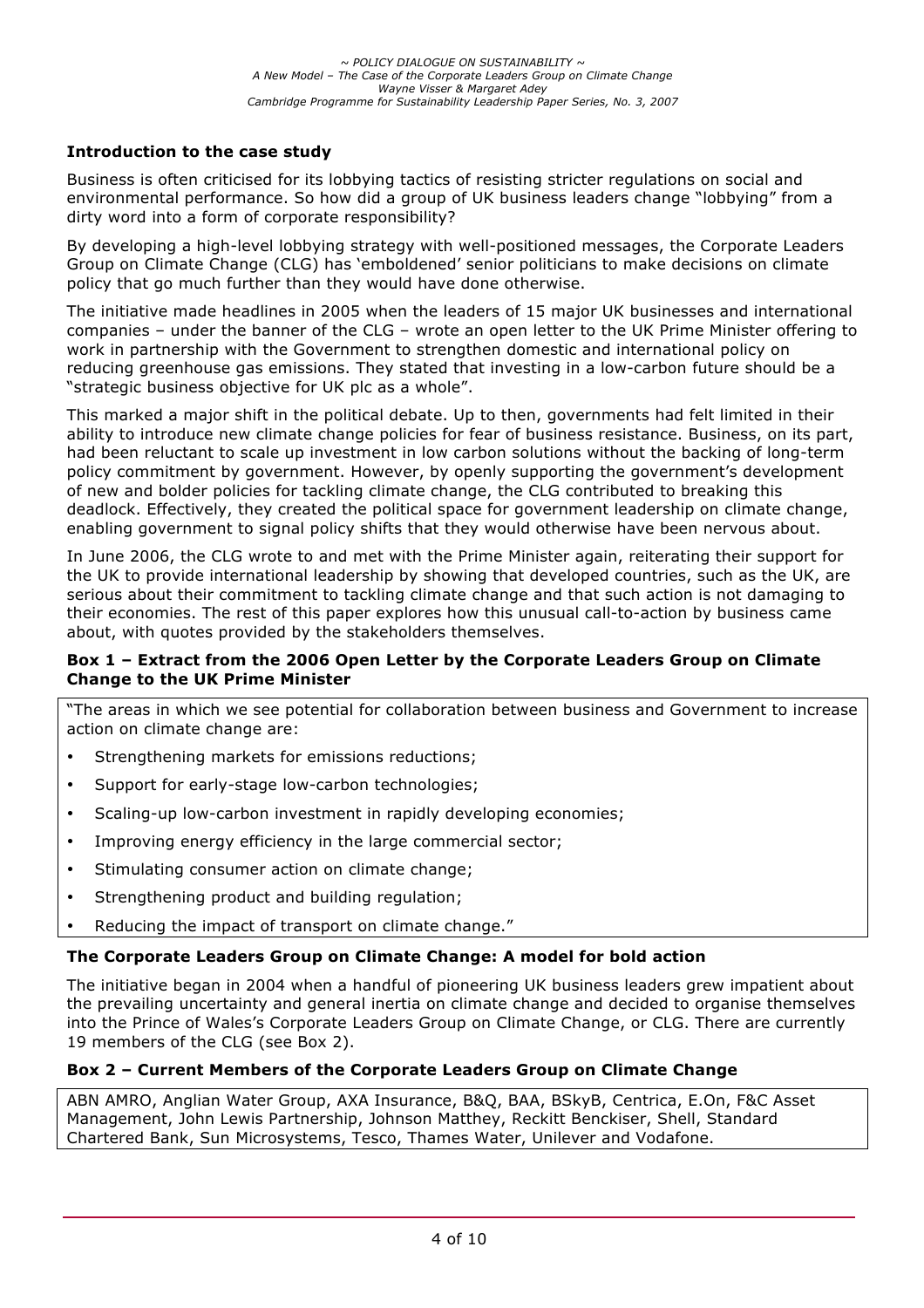### Introduction to the case study

Business is often criticised for its lobbying tactics of resisting stricter regulations on social and environmental performance. So how did a group of UK business leaders change "lobbying" from a dirty word into a form of corporate responsibility?

By developing a high-level lobbying strategy with well-positioned messages, the Corporate Leaders Group on Climate Change (CLG) has 'emboldened' senior politicians to make decisions on climate policy that go much further than they would have done otherwise.

The initiative made headlines in 2005 when the leaders of 15 major UK businesses and international companies – under the banner of the CLG – wrote an open letter to the UK Prime Minister offering to work in partnership with the Government to strengthen domestic and international policy on reducing greenhouse gas emissions. They stated that investing in a low-carbon future should be a "strategic business objective for UK plc as a whole".

This marked a major shift in the political debate. Up to then, governments had felt limited in their ability to introduce new climate change policies for fear of business resistance. Business, on its part, had been reluctant to scale up investment in low carbon solutions without the backing of long-term policy commitment by government. However, by openly supporting the government's development of new and bolder policies for tackling climate change, the CLG contributed to breaking this deadlock. Effectively, they created the political space for government leadership on climate change, enabling government to signal policy shifts that they would otherwise have been nervous about.

In June 2006, the CLG wrote to and met with the Prime Minister again, reiterating their support for the UK to provide international leadership by showing that developed countries, such as the UK, are serious about their commitment to tackling climate change and that such action is not damaging to their economies. The rest of this paper explores how this unusual call-to-action by business came about, with quotes provided by the stakeholders themselves.

**Box 1 – Extract from the 2006 Open Letter by the Corporate Leaders Group on Climate Change to the UK Prime Minister**

"The areas in which we see potential for collaboration between business and Government to increase action on climate change are:

- Strengthening markets for emissions reductions;
- Support for early-stage low-carbon technologies;
- Scaling-up low-carbon investment in rapidly developing economies;
- Improving energy efficiency in the large commercial sector;
- Stimulating consumer action on climate change;
- Strengthening product and building regulation;
- Reducing the impact of transport on climate change."

### The Corporate Leaders Group on Climate Change: A model for bold action

The initiative began in 2004 when a handful of pioneering UK business leaders grew impatient about the prevailing uncertainty and general inertia on climate change and decided to organise themselves into the Prince of Wales's Corporate Leaders Group on Climate Change, or CLG. There are currently 19 members of the CLG (see Box 2).

**Box 2 – Current Members of the Corporate Leaders Group on Climate Change**

ABN AMRO, Anglian Water Group, AXA Insurance, B&Q, BAA, BSkyB, Centrica, E.On, F&C Asset Management, John Lewis Partnership, Johnson Matthey, Reckitt Benckiser, Shell, Standard Chartered Bank, Sun Microsystems, Tesco, Thames Water, Unilever and Vodafone.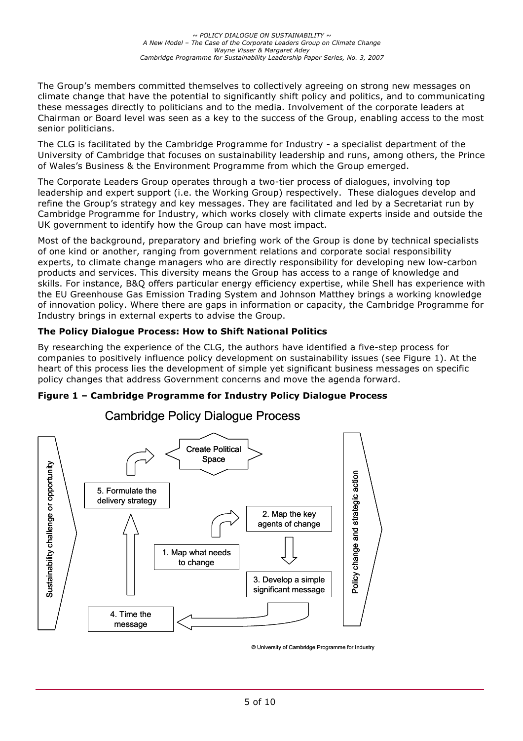The Group's members committed themselves to collectively agreeing on strong new messages on climate change that have the potential to significantly shift policy and politics, and to communicating these messages directly to politicians and to the media. Involvement of the corporate leaders at Chairman or Board level was seen as a key to the success of the Group, enabling access to the most senior politicians.

The CLG is facilitated by the Cambridge Programme for Industry - a specialist department of the University of Cambridge that focuses on sustainability leadership and runs, among others, the Prince of Wales's Business & the Environment Programme from which the Group emerged.

The Corporate Leaders Group operates through a two-tier process of dialogues, involving top leadership and expert support (i.e. the Working Group) respectively. These dialogues develop and refine the Group's strategy and key messages. They are facilitated and led by a Secretariat run by Cambridge Programme for Industry, which works closely with climate experts inside and outside the UK government to identify how the Group can have most impact.

Most of the background, preparatory and briefing work of the Group is done by technical specialists of one kind or another, ranging from government relations and corporate social responsibility experts, to climate change managers who are directly responsibility for developing new low-carbon products and services. This diversity means the Group has access to a range of knowledge and skills. For instance, B&Q offers particular energy efficiency expertise, while Shell has experience with the EU Greenhouse Gas Emission Trading System and Johnson Matthey brings a working knowledge of innovation policy. Where there are gaps in information or capacity, the Cambridge Programme for Industry brings in external experts to advise the Group.

**The Policy Dialogue Process: How to Shift National Politics**

By researching the experience of the CLG, the authors have identified a five-step process for companies to positively influence policy development on sustainability issues (see Figure 1). At the heart of this process lies the development of simple yet significant business messages on specific policy changes that address Government concerns and move the agenda forward.

**Figure 1 – Cambridge Programme for Industry Policy Dialogue Process**

Cambridge Policy Dialogue Process

Sustainability challenge or opportunity

1. Map what needs to change
2. Map the key agents of change
3. Develop a simple significant message
4. Time the message
5. Formulate the delivery strategy

Create Political Space

Policy change and strategic action

© University of Cambridge Programme for Industry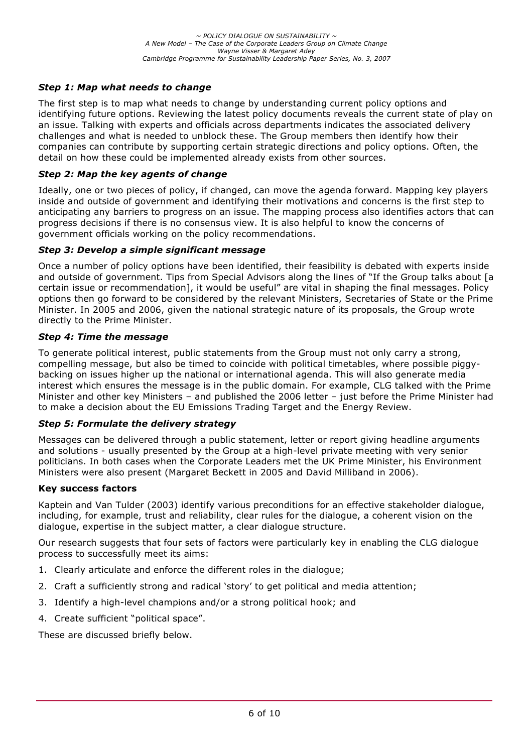### *Step 1: Map what needs to change*

The first step is to map what needs to change by understanding current policy options and identifying future options. Reviewing the latest policy documents reveals the current state of play on an issue. Talking with experts and officials across departments indicates the associated delivery challenges and what is needed to unblock these. The Group members then identify how their companies can contribute by supporting certain strategic directions and policy options. Often, the detail on how these could be implemented already exists from other sources.

### *Step 2: Map the key agents of change*

Ideally, one or two pieces of policy, if changed, can move the agenda forward. Mapping key players inside and outside of government and identifying their motivations and concerns is the first step to anticipating any barriers to progress on an issue. The mapping process also identifies actors that can progress decisions if there is no consensus view. It is also helpful to know the concerns of government officials working on the policy recommendations.

### *Step 3: Develop a simple significant message*

Once a number of policy options have been identified, their feasibility is debated with experts inside and outside of government. Tips from Special Advisors along the lines of "If the Group talks about [a certain issue or recommendation], it would be useful" are vital in shaping the final messages. Policy options then go forward to be considered by the relevant Ministers, Secretaries of State or the Prime Minister. In 2005 and 2006, given the national strategic nature of its proposals, the Group wrote directly to the Prime Minister.

### *Step 4: Time the message*

To generate political interest, public statements from the Group must not only carry a strong, compelling message, but also be timed to coincide with political timetables, where possible piggy-backing on issues higher up the national or international agenda. This will also generate media interest which ensures the message is in the public domain. For example, CLG talked with the Prime Minister and other key Ministers – and published the 2006 letter – just before the Prime Minister had to make a decision about the EU Emissions Trading Target and the Energy Review.

### *Step 5: Formulate the delivery strategy*

Messages can be delivered through a public statement, letter or report giving headline arguments and solutions - usually presented by the Group at a high-level private meeting with very senior politicians. In both cases when the Corporate Leaders met the UK Prime Minister, his Environment Ministers were also present (Margaret Beckett in 2005 and David Milliband in 2006).

### **Key success factors**

Kaptein and Van Tulder (2003) identify various preconditions for an effective stakeholder dialogue, including, for example, trust and reliability, clear rules for the dialogue, a coherent vision on the dialogue, expertise in the subject matter, a clear dialogue structure.

Our research suggests that four sets of factors were particularly key in enabling the CLG dialogue process to successfully meet its aims:

1. Clearly articulate and enforce the different roles in the dialogue;
2. Craft a sufficiently strong and radical 'story' to get political and media attention;
3. Identify a high-level champions and/or a strong political hook; and
4. Create sufficient "political space".

These are discussed briefly below.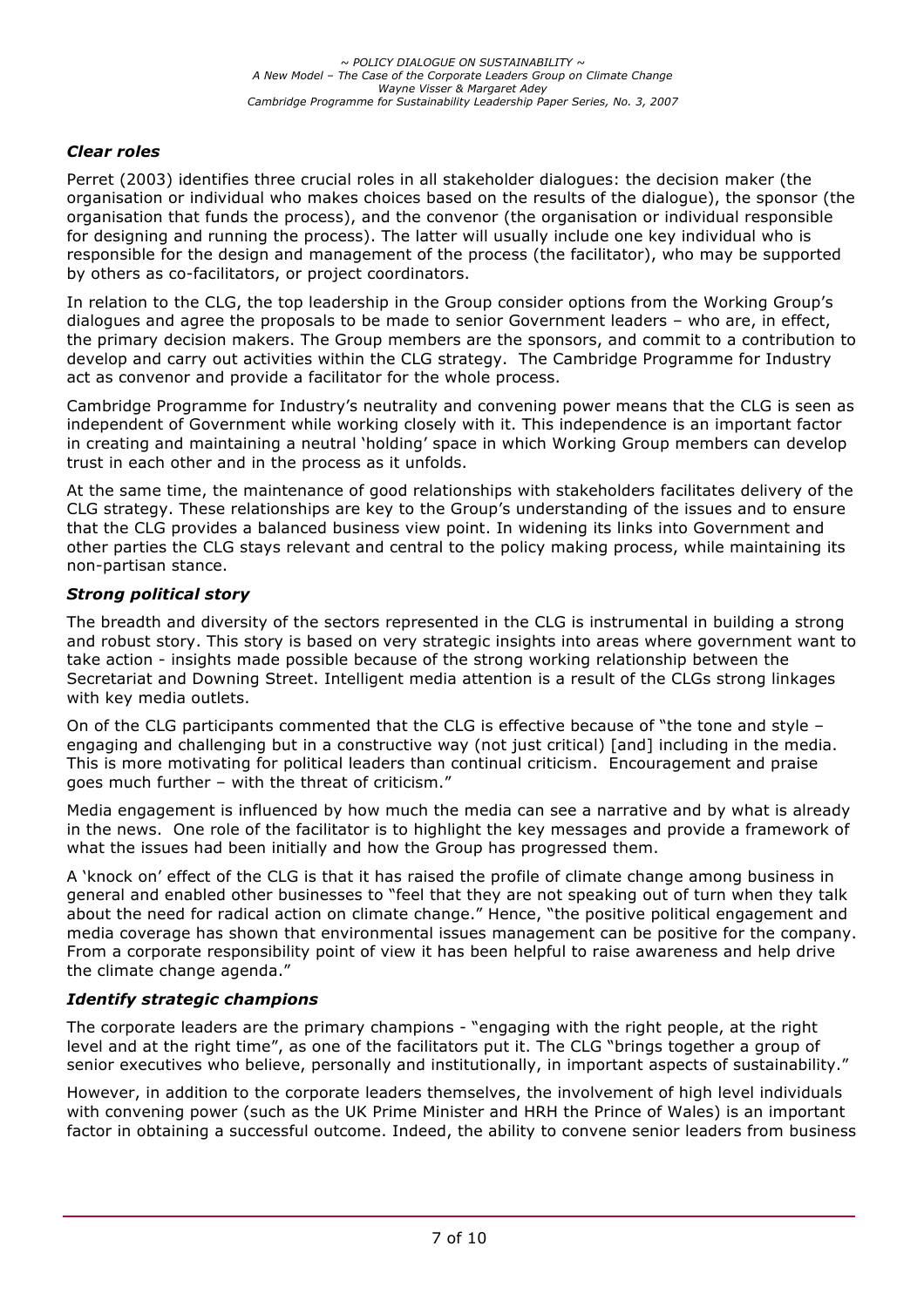### *Clear roles*

Perret (2003) identifies three crucial roles in all stakeholder dialogues: the decision maker (the organisation or individual who makes choices based on the results of the dialogue), the sponsor (the organisation that funds the process), and the convenor (the organisation or individual responsible for designing and running the process). The latter will usually include one key individual who is responsible for the design and management of the process (the facilitator), who may be supported by others as co-facilitators, or project coordinators.

In relation to the CLG, the top leadership in the Group consider options from the Working Group's dialogues and agree the proposals to be made to senior Government leaders – who are, in effect, the primary decision makers. The Group members are the sponsors, and commit to a contribution to develop and carry out activities within the CLG strategy. The Cambridge Programme for Industry act as convenor and provide a facilitator for the whole process.

Cambridge Programme for Industry's neutrality and convening power means that the CLG is seen as independent of Government while working closely with it. This independence is an important factor in creating and maintaining a neutral 'holding' space in which Working Group members can develop trust in each other and in the process as it unfolds.

At the same time, the maintenance of good relationships with stakeholders facilitates delivery of the CLG strategy. These relationships are key to the Group's understanding of the issues and to ensure that the CLG provides a balanced business view point. In widening its links into Government and other parties the CLG stays relevant and central to the policy making process, while maintaining its non-partisan stance.

### *Strong political story*

The breadth and diversity of the sectors represented in the CLG is instrumental in building a strong and robust story. This story is based on very strategic insights into areas where government want to take action - insights made possible because of the strong working relationship between the Secretariat and Downing Street. Intelligent media attention is a result of the CLGs strong linkages with key media outlets.

On of the CLG participants commented that the CLG is effective because of "the tone and style – engaging and challenging but in a constructive way (not just critical) [and] including in the media. This is more motivating for political leaders than continual criticism. Encouragement and praise goes much further – with the threat of criticism."

Media engagement is influenced by how much the media can see a narrative and by what is already in the news. One role of the facilitator is to highlight the key messages and provide a framework of what the issues had been initially and how the Group has progressed them.

A 'knock on' effect of the CLG is that it has raised the profile of climate change among business in general and enabled other businesses to "feel that they are not speaking out of turn when they talk about the need for radical action on climate change." Hence, "the positive political engagement and media coverage has shown that environmental issues management can be positive for the company. From a corporate responsibility point of view it has been helpful to raise awareness and help drive the climate change agenda."

### *Identify strategic champions*

The corporate leaders are the primary champions - "engaging with the right people, at the right level and at the right time", as one of the facilitators put it. The CLG "brings together a group of senior executives who believe, personally and institutionally, in important aspects of sustainability."

However, in addition to the corporate leaders themselves, the involvement of high level individuals with convening power (such as the UK Prime Minister and HRH the Prince of Wales) is an important factor in obtaining a successful outcome. Indeed, the ability to convene senior leaders from business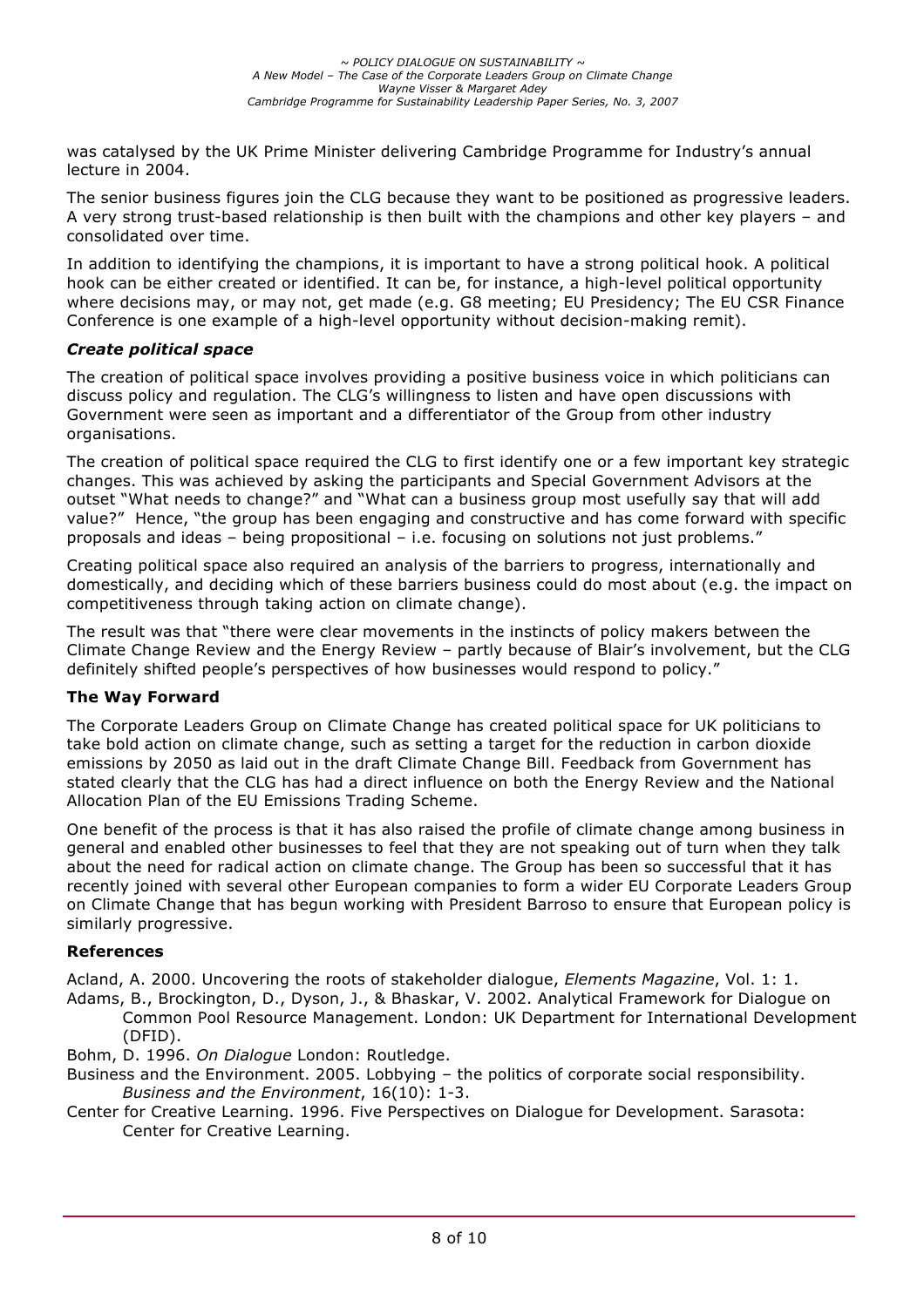was catalysed by the UK Prime Minister delivering Cambridge Programme for Industry's annual lecture in 2004.

The senior business figures join the CLG because they want to be positioned as progressive leaders. A very strong trust-based relationship is then built with the champions and other key players – and consolidated over time.

In addition to identifying the champions, it is important to have a strong political hook. A political hook can be either created or identified. It can be, for instance, a high-level political opportunity where decisions may, or may not, get made (e.g. G8 meeting; EU Presidency; The EU CSR Finance Conference is one example of a high-level opportunity without decision-making remit).

### *Create political space*

The creation of political space involves providing a positive business voice in which politicians can discuss policy and regulation. The CLG's willingness to listen and have open discussions with Government were seen as important and a differentiator of the Group from other industry organisations.

The creation of political space required the CLG to first identify one or a few important key strategic changes. This was achieved by asking the participants and Special Government Advisors at the outset "What needs to change?" and "What can a business group most usefully say that will add value?" Hence, "the group has been engaging and constructive and has come forward with specific proposals and ideas – being propositional – i.e. focusing on solutions not just problems."

Creating political space also required an analysis of the barriers to progress, internationally and domestically, and deciding which of these barriers business could do most about (e.g. the impact on competitiveness through taking action on climate change).

The result was that "there were clear movements in the instincts of policy makers between the Climate Change Review and the Energy Review – partly because of Blair's involvement, but the CLG definitely shifted people's perspectives of how businesses would respond to policy."

## The Way Forward

The Corporate Leaders Group on Climate Change has created political space for UK politicians to take bold action on climate change, such as setting a target for the reduction in carbon dioxide emissions by 2050 as laid out in the draft Climate Change Bill. Feedback from Government has stated clearly that the CLG has had a direct influence on both the Energy Review and the National Allocation Plan of the EU Emissions Trading Scheme.

One benefit of the process is that it has also raised the profile of climate change among business in general and enabled other businesses to feel that they are not speaking out of turn when they talk about the need for radical action on climate change. The Group has been so successful that it has recently joined with several other European companies to form a wider EU Corporate Leaders Group on Climate Change that has begun working with President Barroso to ensure that European policy is similarly progressive.

## References

Acland, A. 2000. Uncovering the roots of stakeholder dialogue, *Elements Magazine*, Vol. 1: 1.

Adams, B., Brockington, D., Dyson, J., & Bhaskar, V. 2002. Analytical Framework for Dialogue on Common Pool Resource Management. London: UK Department for International Development (DFID).

Bohm, D. 1996. *On Dialogue* London: Routledge.

Business and the Environment. 2005. Lobbying – the politics of corporate social responsibility. *Business and the Environment*, 16(10): 1-3.

Center for Creative Learning. 1996. Five Perspectives on Dialogue for Development. Sarasota: Center for Creative Learning.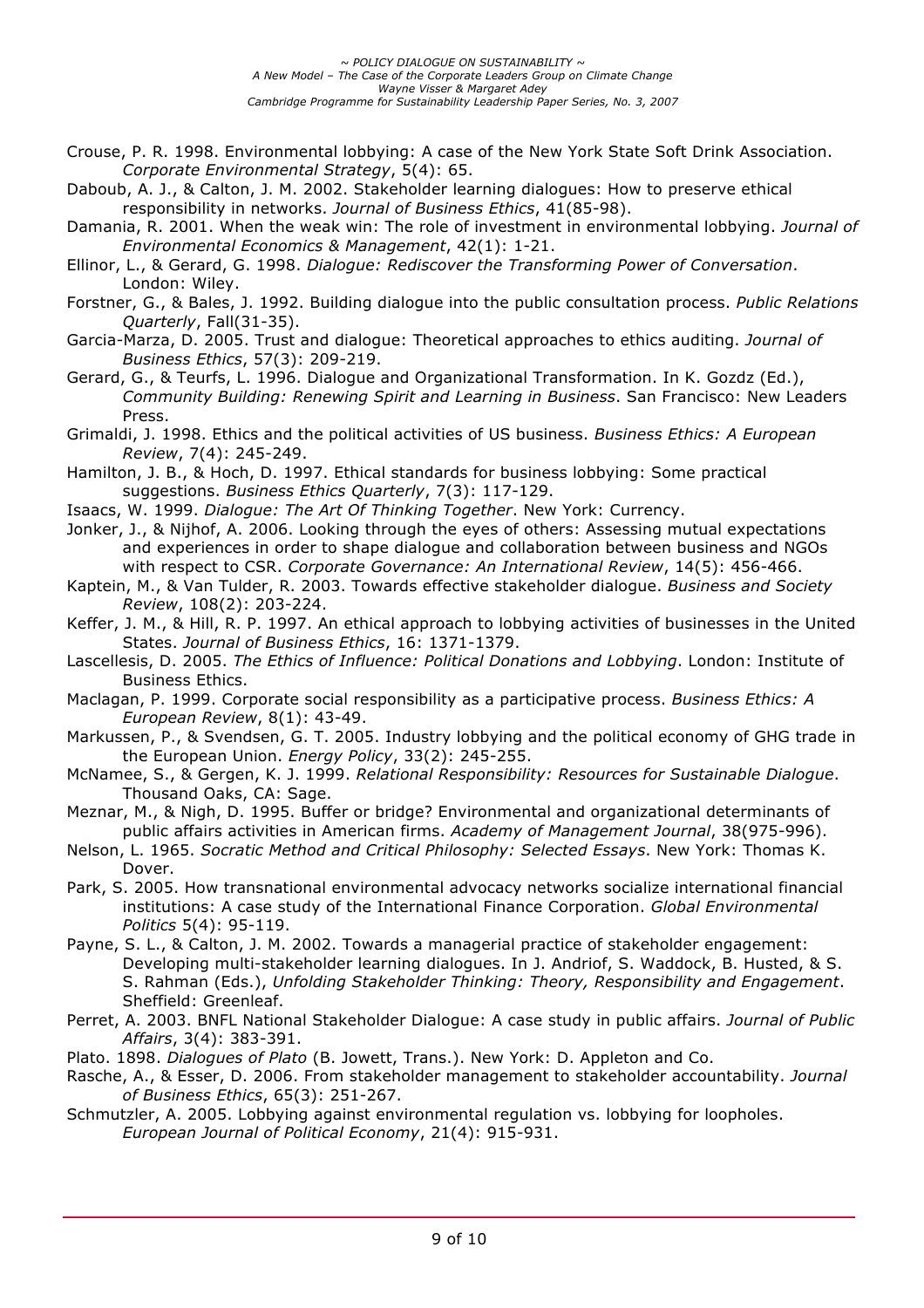Crouse, P. R. 1998. Environmental lobbying: A case of the New York State Soft Drink Association. *Corporate Environmental Strategy*, 5(4): 65.

Daboub, A. J., & Calton, J. M. 2002. Stakeholder learning dialogues: How to preserve ethical responsibility in networks. *Journal of Business Ethics*, 41(85-98).

Damania, R. 2001. When the weak win: The role of investment in environmental lobbying. *Journal of Environmental Economics & Management*, 42(1): 1-21.

Ellinor, L., & Gerard, G. 1998. *Dialogue: Rediscover the Transforming Power of Conversation*. London: Wiley.

Forstner, G., & Bales, J. 1992. Building dialogue into the public consultation process. *Public Relations Quarterly*, Fall(31-35).

Garcia-Marza, D. 2005. Trust and dialogue: Theoretical approaches to ethics auditing. *Journal of Business Ethics*, 57(3): 209-219.

Gerard, G., & Teurfs, L. 1996. Dialogue and Organizational Transformation. In K. Gozdz (Ed.), *Community Building: Renewing Spirit and Learning in Business*. San Francisco: New Leaders Press.

Grimaldi, J. 1998. Ethics and the political activities of US business. *Business Ethics: A European Review*, 7(4): 245-249.

Hamilton, J. B., & Hoch, D. 1997. Ethical standards for business lobbying: Some practical suggestions. *Business Ethics Quarterly*, 7(3): 117-129.

Isaacs, W. 1999. *Dialogue: The Art Of Thinking Together*. New York: Currency.

Jonker, J., & Nijhof, A. 2006. Looking through the eyes of others: Assessing mutual expectations and experiences in order to shape dialogue and collaboration between business and NGOs with respect to CSR. *Corporate Governance: An International Review*, 14(5): 456-466.

Kaptein, M., & Van Tulder, R. 2003. Towards effective stakeholder dialogue. *Business and Society Review*, 108(2): 203-224.

Keffer, J. M., & Hill, R. P. 1997. An ethical approach to lobbying activities of businesses in the United States. *Journal of Business Ethics*, 16: 1371-1379.

Lascellesis, D. 2005. *The Ethics of Influence: Political Donations and Lobbying*. London: Institute of Business Ethics.

Maclagan, P. 1999. Corporate social responsibility as a participative process. *Business Ethics: A European Review*, 8(1): 43-49.

Markussen, P., & Svendsen, G. T. 2005. Industry lobbying and the political economy of GHG trade in the European Union. *Energy Policy*, 33(2): 245-255.

McNamee, S., & Gergen, K. J. 1999. *Relational Responsibility: Resources for Sustainable Dialogue*. Thousand Oaks, CA: Sage.

Meznar, M., & Nigh, D. 1995. Buffer or bridge? Environmental and organizational determinants of public affairs activities in American firms. *Academy of Management Journal*, 38(975-996).

Nelson, L. 1965. *Socratic Method and Critical Philosophy: Selected Essays*. New York: Thomas K. Dover.

Park, S. 2005. How transnational environmental advocacy networks socialize international financial institutions: A case study of the International Finance Corporation. *Global Environmental Politics* 5(4): 95-119.

Payne, S. L., & Calton, J. M. 2002. Towards a managerial practice of stakeholder engagement: Developing multi-stakeholder learning dialogues. In J. Andriof, S. Waddock, B. Husted, & S. S. Rahman (Eds.), *Unfolding Stakeholder Thinking: Theory, Responsibility and Engagement*. Sheffield: Greenleaf.

Perret, A. 2003. BNFL National Stakeholder Dialogue: A case study in public affairs. *Journal of Public Affairs*, 3(4): 383-391.

Plato. 1898. *Dialogues of Plato* (B. Jowett, Trans.). New York: D. Appleton and Co.

Rasche, A., & Esser, D. 2006. From stakeholder management to stakeholder accountability. *Journal of Business Ethics*, 65(3): 251-267.

Schmutzler, A. 2005. Lobbying against environmental regulation vs. lobbying for loopholes. *European Journal of Political Economy*, 21(4): 915-931.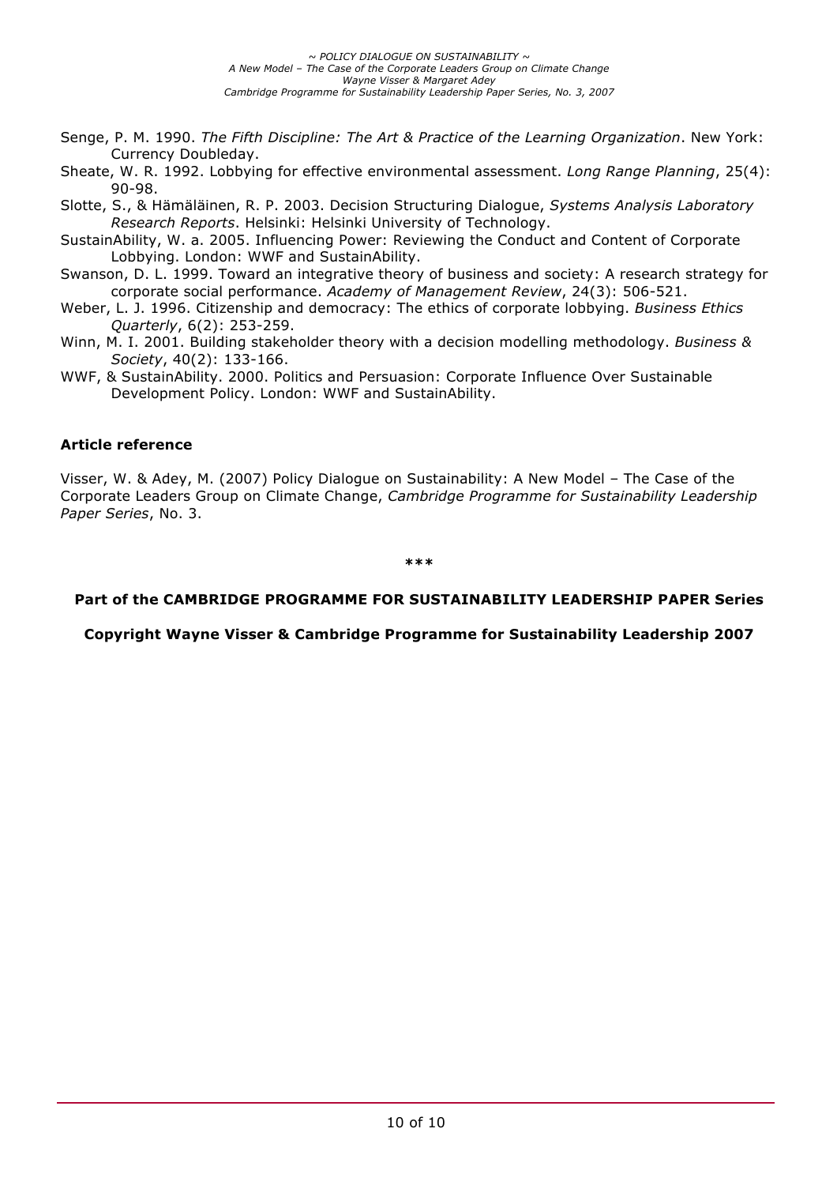Senge, P. M. 1990. *The Fifth Discipline: The Art & Practice of the Learning Organization*. New York: Currency Doubleday.

Sheate, W. R. 1992. Lobbying for effective environmental assessment. *Long Range Planning*, 25(4): 90-98.

Slotte, S., & Hämäläinen, R. P. 2003. Decision Structuring Dialogue, *Systems Analysis Laboratory Research Reports*. Helsinki: Helsinki University of Technology.

SustainAbility, W. a. 2005. Influencing Power: Reviewing the Conduct and Content of Corporate Lobbying. London: WWF and SustainAbility.

Swanson, D. L. 1999. Toward an integrative theory of business and society: A research strategy for corporate social performance. *Academy of Management Review*, 24(3): 506-521.

Weber, L. J. 1996. Citizenship and democracy: The ethics of corporate lobbying. *Business Ethics Quarterly*, 6(2): 253-259.

Winn, M. I. 2001. Building stakeholder theory with a decision modelling methodology. *Business & Society*, 40(2): 133-166.

WWF, & SustainAbility. 2000. Politics and Persuasion: Corporate Influence Over Sustainable Development Policy. London: WWF and SustainAbility.

**Article reference**

Visser, W. & Adey, M. (2007) Policy Dialogue on Sustainability: A New Model – The Case of the Corporate Leaders Group on Climate Change, *Cambridge Programme for Sustainability Leadership Paper Series*, No. 3.

**\*\*\***

**Part of the CAMBRIDGE PROGRAMME FOR SUSTAINABILITY LEADERSHIP PAPER Series**

**Copyright Wayne Visser & Cambridge Programme for Sustainability Leadership 2007**